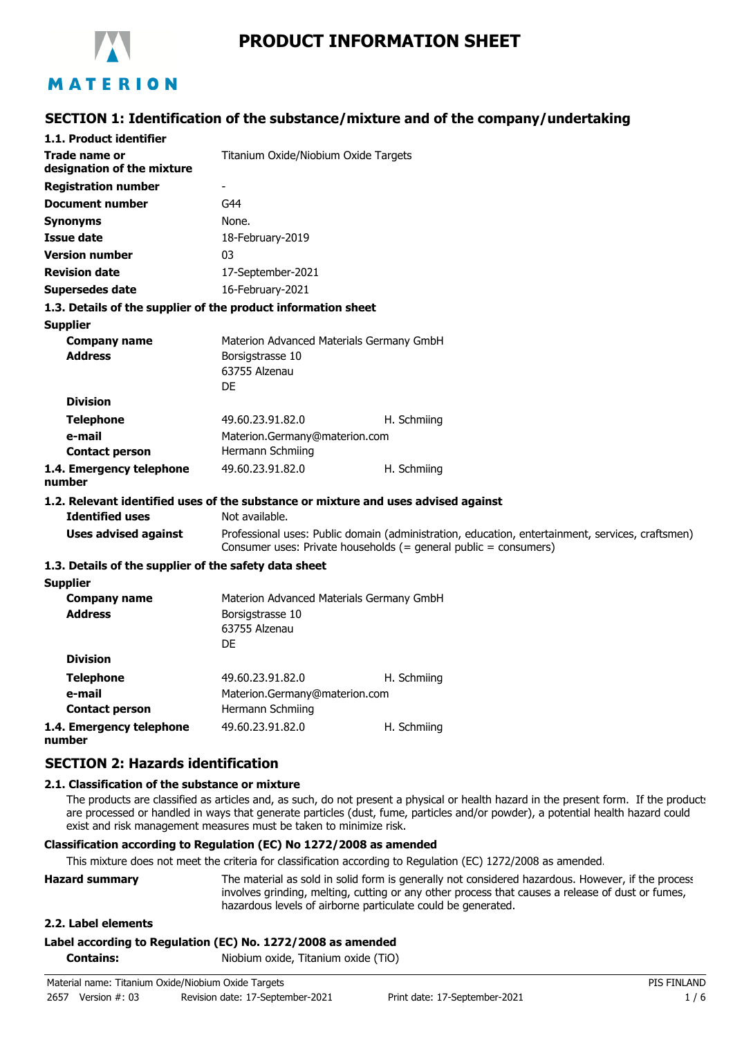# PRODUCT INFORMATION SHEET

MATERION

## SECTION 1: Identification of the substance/mixture and of the company/undertaking

### 1.1. Product identifier

| | |
|---|---|
| **Trade name or designation of the mixture** | Titanium Oxide/Niobium Oxide Targets |
| **Registration number** | - |
| **Document number** | G44 |
| **Synonyms** | None. |
| **Issue date** | 18-February-2019 |
| **Version number** | 03 |
| **Revision date** | 17-September-2021 |
| **Supersedes date** | 16-February-2021 |

### 1.3. Details of the supplier of the product information sheet

**Supplier**

| | | |
|---|---|---|
| **Company name** | Materion Advanced Materials Germany GmbH | |
| **Address** | Borsigstrasse 10<br>63755 Alzenau<br>DE | |
| **Division** | | |
| **Telephone** | 49.60.23.91.82.0 | H. Schmiing |
| **e-mail** | Materion.Germany@materion.com | |
| **Contact person** | Hermann Schmiing | |
| **1.4. Emergency telephone number** | 49.60.23.91.82.0 | H. Schmiing |

### 1.2. Relevant identified uses of the substance or mixture and uses advised against

| | |
|---|---|
| **Identified uses** | Not available. |
| **Uses advised against** | Professional uses: Public domain (administration, education, entertainment, services, craftsmen)<br>Consumer uses: Private households (= general public = consumers) |

### 1.3. Details of the supplier of the safety data sheet

**Supplier**

| | | |
|---|---|---|
| **Company name** | Materion Advanced Materials Germany GmbH | |
| **Address** | Borsigstrasse 10<br>63755 Alzenau<br>DE | |
| **Division** | | |
| **Telephone** | 49.60.23.91.82.0 | H. Schmiing |
| **e-mail** | Materion.Germany@materion.com | |
| **Contact person** | Hermann Schmiing | |
| **1.4. Emergency telephone number** | 49.60.23.91.82.0 | H. Schmiing |

## SECTION 2: Hazards identification

### 2.1. Classification of the substance or mixture

The products are classified as articles and, as such, do not present a physical or health hazard in the present form. If the products are processed or handled in ways that generate particles (dust, fume, particles and/or powder), a potential health hazard could exist and risk management measures must be taken to minimize risk.

**Classification according to Regulation (EC) No 1272/2008 as amended**

This mixture does not meet the criteria for classification according to Regulation (EC) 1272/2008 as amended.

**Hazard summary** The material as sold in solid form is generally not considered hazardous. However, if the process involves grinding, melting, cutting or any other process that causes a release of dust or fumes, hazardous levels of airborne particulate could be generated.

### 2.2. Label elements

**Label according to Regulation (EC) No. 1272/2008 as amended**

**Contains:** Niobium oxide, Titanium oxide (TiO)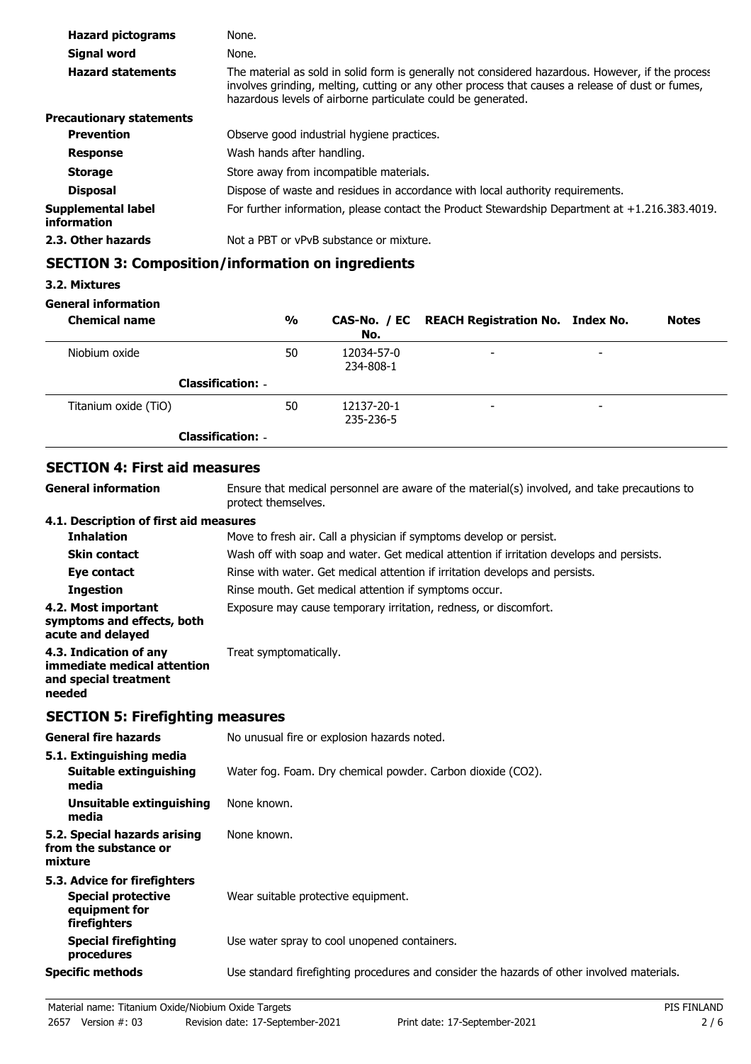| | |
|---|---|
| **Hazard pictograms** | None. |
| **Signal word** | None. |
| **Hazard statements** | The material as sold in solid form is generally not considered hazardous. However, if the process involves grinding, melting, cutting or any other process that causes a release of dust or fumes, hazardous levels of airborne particulate could be generated. |
| **Precautionary statements** | |
| **Prevention** | Observe good industrial hygiene practices. |
| **Response** | Wash hands after handling. |
| **Storage** | Store away from incompatible materials. |
| **Disposal** | Dispose of waste and residues in accordance with local authority requirements. |
| **Supplemental label information** | For further information, please contact the Product Stewardship Department at +1.216.383.4019. |
| **2.3. Other hazards** | Not a PBT or vPvB substance or mixture. |

## SECTION 3: Composition/information on ingredients

**3.2. Mixtures**

**General information**

| Chemical name | % | CAS-No. / EC No. | REACH Registration No. | Index No. | Notes |
|---|---|---|---|---|---|
| Niobium oxide | 50 | 12034-57-0<br>234-808-1 | - | - | |
| **Classification:** - | | | | | |
| Titanium oxide (TiO) | 50 | 12137-20-1<br>235-236-5 | - | - | |
| **Classification:** - | | | | | |

## SECTION 4: First aid measures

| | |
|---|---|
| **General information** | Ensure that medical personnel are aware of the material(s) involved, and take precautions to protect themselves. |
| **4.1. Description of first aid measures** | |
| **Inhalation** | Move to fresh air. Call a physician if symptoms develop or persist. |
| **Skin contact** | Wash off with soap and water. Get medical attention if irritation develops and persists. |
| **Eye contact** | Rinse with water. Get medical attention if irritation develops and persists. |
| **Ingestion** | Rinse mouth. Get medical attention if symptoms occur. |
| **4.2. Most important symptoms and effects, both acute and delayed** | Exposure may cause temporary irritation, redness, or discomfort. |
| **4.3. Indication of any immediate medical attention and special treatment needed** | Treat symptomatically. |

## SECTION 5: Firefighting measures

| | |
|---|---|
| **General fire hazards** | No unusual fire or explosion hazards noted. |
| **5.1. Extinguishing media** | |
| **Suitable extinguishing media** | Water fog. Foam. Dry chemical powder. Carbon dioxide ($CO_2$). |
| **Unsuitable extinguishing media** | None known. |
| **5.2. Special hazards arising from the substance or mixture** | None known. |
| **5.3. Advice for firefighters** | |
| **Special protective equipment for firefighters** | Wear suitable protective equipment. |
| **Special firefighting procedures** | Use water spray to cool unopened containers. |
| **Specific methods** | Use standard firefighting procedures and consider the hazards of other involved materials. |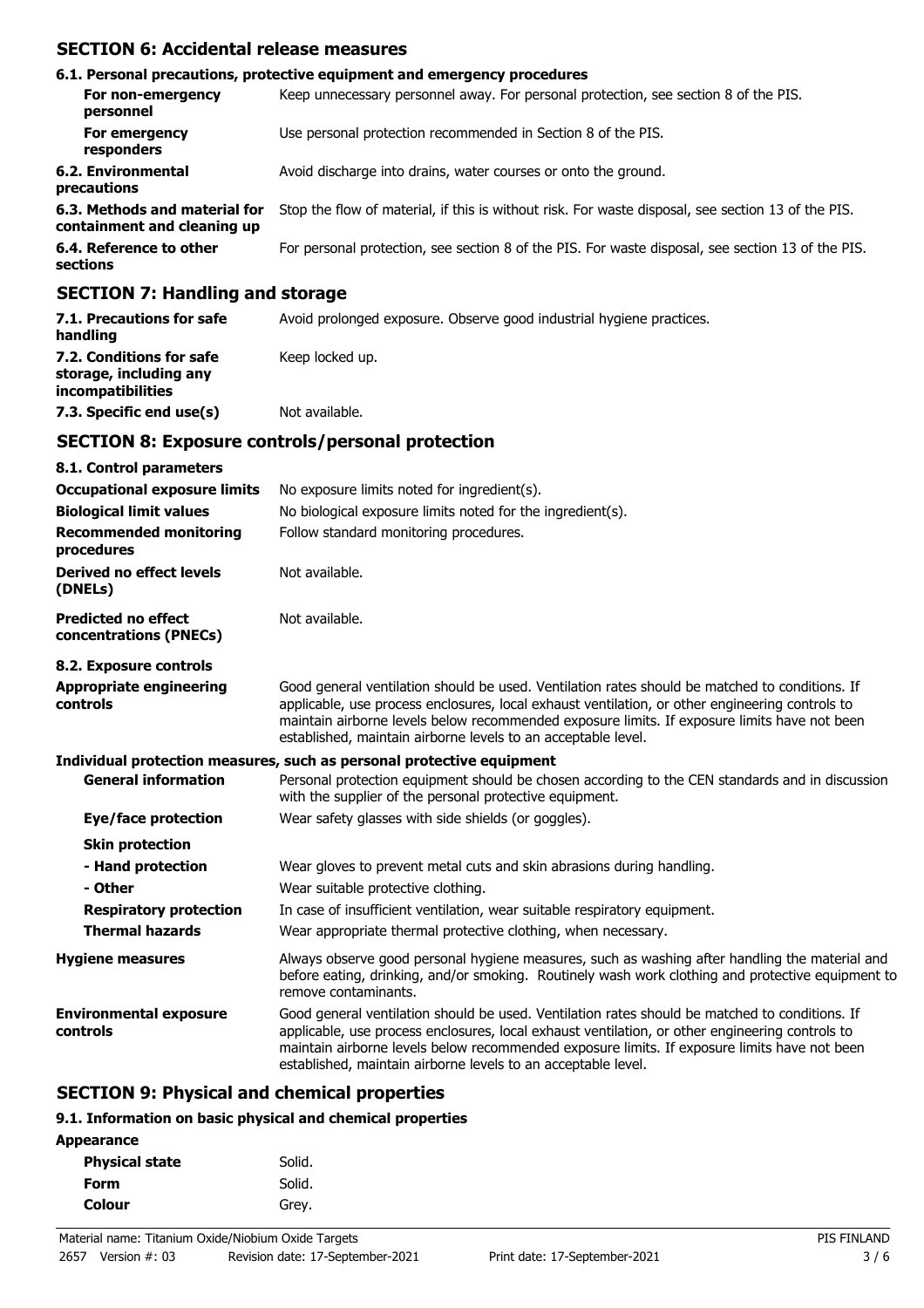## SECTION 6: Accidental release measures

### 6.1. Personal precautions, protective equipment and emergency procedures

| | |
|---|---|
| **For non-emergency personnel** | Keep unnecessary personnel away. For personal protection, see section 8 of the PIS. |
| **For emergency responders** | Use personal protection recommended in Section 8 of the PIS. |
| **6.2. Environmental precautions** | Avoid discharge into drains, water courses or onto the ground. |
| **6.3. Methods and material for containment and cleaning up** | Stop the flow of material, if this is without risk. For waste disposal, see section 13 of the PIS. |
| **6.4. Reference to other sections** | For personal protection, see section 8 of the PIS. For waste disposal, see section 13 of the PIS. |

## SECTION 7: Handling and storage

| | |
|---|---|
| **7.1. Precautions for safe handling** | Avoid prolonged exposure. Observe good industrial hygiene practices. |
| **7.2. Conditions for safe storage, including any incompatibilities** | Keep locked up. |
| **7.3. Specific end use(s)** | Not available. |

## SECTION 8: Exposure controls/personal protection

### 8.1. Control parameters

| | |
|---|---|
| **Occupational exposure limits** | No exposure limits noted for ingredient(s). |
| **Biological limit values** | No biological exposure limits noted for the ingredient(s). |
| **Recommended monitoring procedures** | Follow standard monitoring procedures. |
| **Derived no effect levels (DNELs)** | Not available. |
| **Predicted no effect concentrations (PNECs)** | Not available. |

### 8.2. Exposure controls

| | |
|---|---|
| **Appropriate engineering controls** | Good general ventilation should be used. Ventilation rates should be matched to conditions. If applicable, use process enclosures, local exhaust ventilation, or other engineering controls to maintain airborne levels below recommended exposure limits. If exposure limits have not been established, maintain airborne levels to an acceptable level. |

**Individual protection measures, such as personal protective equipment**

| | |
|---|---|
| **General information** | Personal protection equipment should be chosen according to the CEN standards and in discussion with the supplier of the personal protective equipment. |
| **Eye/face protection** | Wear safety glasses with side shields (or goggles). |
| **Skin protection** | |
| **- Hand protection** | Wear gloves to prevent metal cuts and skin abrasions during handling. |
| **- Other** | Wear suitable protective clothing. |
| **Respiratory protection** | In case of insufficient ventilation, wear suitable respiratory equipment. |
| **Thermal hazards** | Wear appropriate thermal protective clothing, when necessary. |
| **Hygiene measures** | Always observe good personal hygiene measures, such as washing after handling the material and before eating, drinking, and/or smoking. Routinely wash work clothing and protective equipment to remove contaminants. |
| **Environmental exposure controls** | Good general ventilation should be used. Ventilation rates should be matched to conditions. If applicable, use process enclosures, local exhaust ventilation, or other engineering controls to maintain airborne levels below recommended exposure limits. If exposure limits have not been established, maintain airborne levels to an acceptable level. |

## SECTION 9: Physical and chemical properties

### 9.1. Information on basic physical and chemical properties

**Appearance**

| | |
|---|---|
| **Physical state** | Solid. |
| **Form** | Solid. |
| **Colour** | Grey. |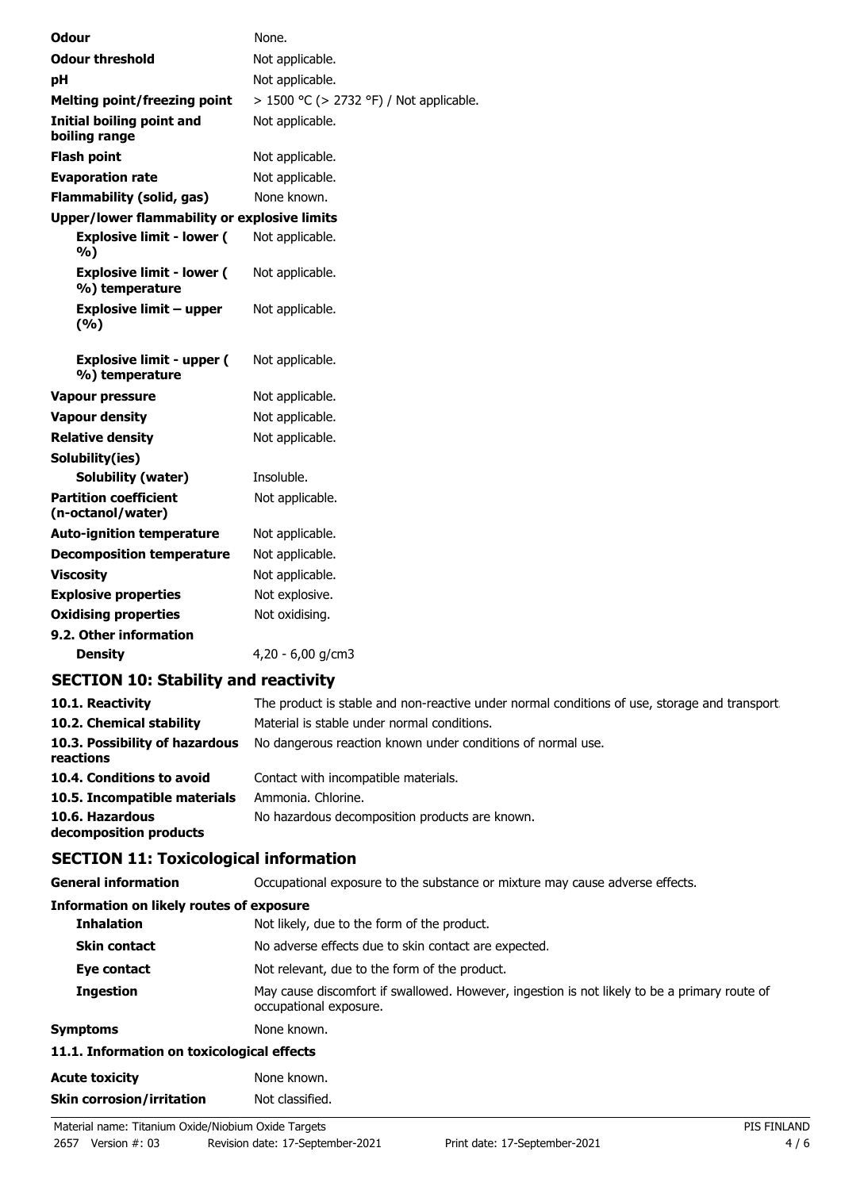| | |
|---|---|
| **Odour** | None. |
| **Odour threshold** | Not applicable. |
| **pH** | Not applicable. |
| **Melting point/freezing point** | > 1500 °C (> 2732 °F) / Not applicable. |
| **Initial boiling point and boiling range** | Not applicable. |
| **Flash point** | Not applicable. |
| **Evaporation rate** | Not applicable. |
| **Flammability (solid, gas)** | None known. |
| **Upper/lower flammability or explosive limits** | |
| **Explosive limit - lower ( %)** | Not applicable. |
| **Explosive limit - lower ( %) temperature** | Not applicable. |
| **Explosive limit – upper (%)** | Not applicable. |
| **Explosive limit - upper ( %) temperature** | Not applicable. |
| **Vapour pressure** | Not applicable. |
| **Vapour density** | Not applicable. |
| **Relative density** | Not applicable. |
| **Solubility(ies)** | |
| **Solubility (water)** | Insoluble. |
| **Partition coefficient (n-octanol/water)** | Not applicable. |
| **Auto-ignition temperature** | Not applicable. |
| **Decomposition temperature** | Not applicable. |
| **Viscosity** | Not applicable. |
| **Explosive properties** | Not explosive. |
| **Oxidising properties** | Not oxidising. |
| **9.2. Other information** | |
| **Density** | 4,20 - 6,00 g/cm3 |

## SECTION 10: Stability and reactivity

| | |
|---|---|
| **10.1. Reactivity** | The product is stable and non-reactive under normal conditions of use, storage and transport. |
| **10.2. Chemical stability** | Material is stable under normal conditions. |
| **10.3. Possibility of hazardous reactions** | No dangerous reaction known under conditions of normal use. |
| **10.4. Conditions to avoid** | Contact with incompatible materials. |
| **10.5. Incompatible materials** | Ammonia. Chlorine. |
| **10.6. Hazardous decomposition products** | No hazardous decomposition products are known. |

## SECTION 11: Toxicological information

| | |
|---|---|
| **General information** | Occupational exposure to the substance or mixture may cause adverse effects. |
| **Information on likely routes of exposure** | |
| **Inhalation** | Not likely, due to the form of the product. |
| **Skin contact** | No adverse effects due to skin contact are expected. |
| **Eye contact** | Not relevant, due to the form of the product. |
| **Ingestion** | May cause discomfort if swallowed. However, ingestion is not likely to be a primary route of occupational exposure. |
| **Symptoms** | None known. |
| **11.1. Information on toxicological effects** | |
| **Acute toxicity** | None known. |
| **Skin corrosion/irritation** | Not classified. |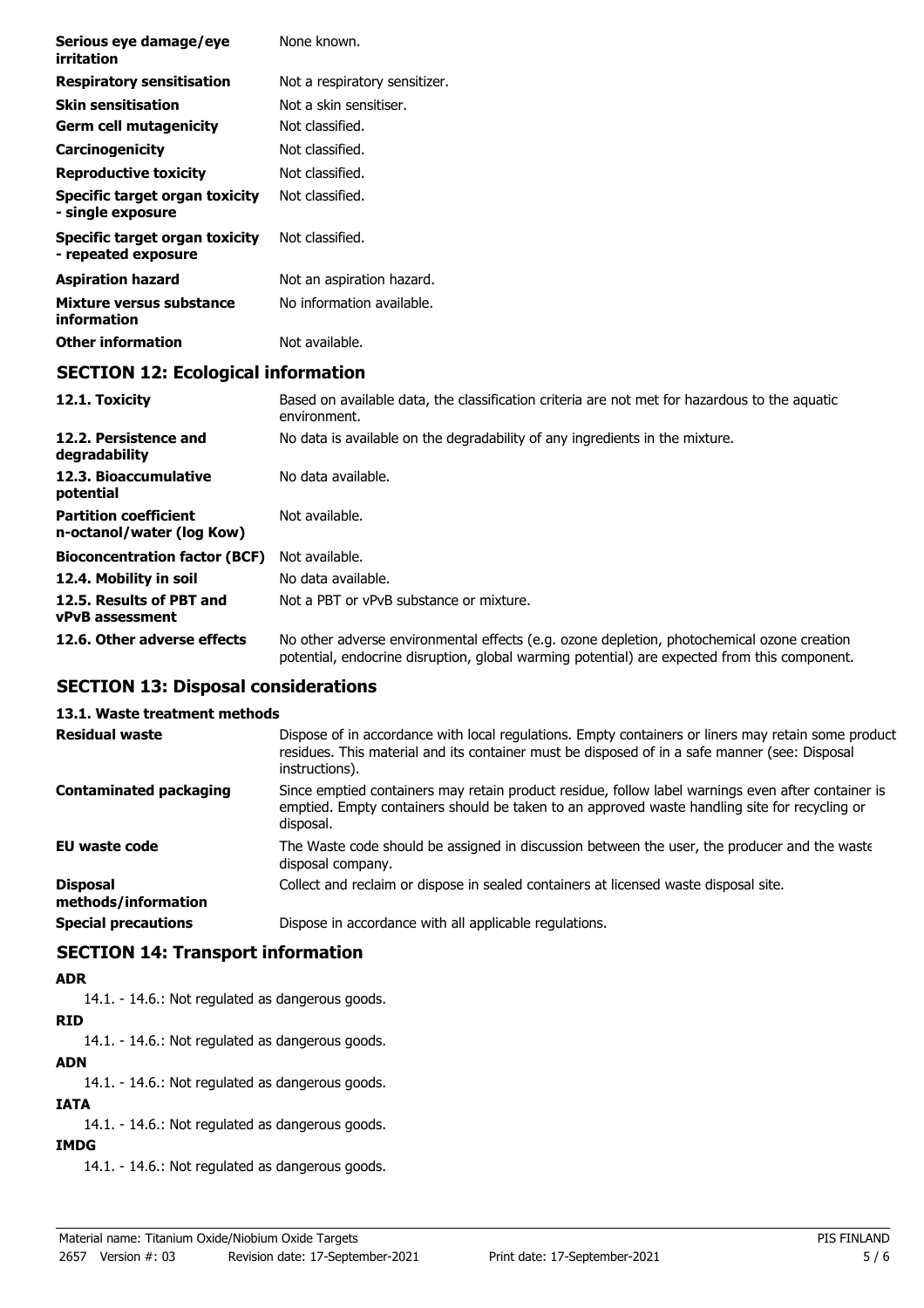| | |
|---|---|
| **Serious eye damage/eye irritation** | None known. |
| **Respiratory sensitisation** | Not a respiratory sensitizer. |
| **Skin sensitisation** | Not a skin sensitiser. |
| **Germ cell mutagenicity** | Not classified. |
| **Carcinogenicity** | Not classified. |
| **Reproductive toxicity** | Not classified. |
| **Specific target organ toxicity - single exposure** | Not classified. |
| **Specific target organ toxicity - repeated exposure** | Not classified. |
| **Aspiration hazard** | Not an aspiration hazard. |
| **Mixture versus substance information** | No information available. |
| **Other information** | Not available. |

## SECTION 12: Ecological information

| | |
|---|---|
| **12.1. Toxicity** | Based on available data, the classification criteria are not met for hazardous to the aquatic environment. |
| **12.2. Persistence and degradability** | No data is available on the degradability of any ingredients in the mixture. |
| **12.3. Bioaccumulative potential** | No data available. |
| **Partition coefficient n-octanol/water (log Kow)** | Not available. |
| **Bioconcentration factor (BCF)** | Not available. |
| **12.4. Mobility in soil** | No data available. |
| **12.5. Results of PBT and vPvB assessment** | Not a PBT or vPvB substance or mixture. |
| **12.6. Other adverse effects** | No other adverse environmental effects (e.g. ozone depletion, photochemical ozone creation potential, endocrine disruption, global warming potential) are expected from this component. |

## SECTION 13: Disposal considerations

### 13.1. Waste treatment methods

| | |
|---|---|
| **Residual waste** | Dispose of in accordance with local regulations. Empty containers or liners may retain some product residues. This material and its container must be disposed of in a safe manner (see: Disposal instructions). |
| **Contaminated packaging** | Since emptied containers may retain product residue, follow label warnings even after container is emptied. Empty containers should be taken to an approved waste handling site for recycling or disposal. |
| **EU waste code** | The Waste code should be assigned in discussion between the user, the producer and the waste disposal company. |
| **Disposal methods/information** | Collect and reclaim or dispose in sealed containers at licensed waste disposal site. |
| **Special precautions** | Dispose in accordance with all applicable regulations. |

## SECTION 14: Transport information

**ADR**

14.1. - 14.6.: Not regulated as dangerous goods.

**RID**

14.1. - 14.6.: Not regulated as dangerous goods.

**ADN**

14.1. - 14.6.: Not regulated as dangerous goods.

**IATA**

14.1. - 14.6.: Not regulated as dangerous goods.

**IMDG**

14.1. - 14.6.: Not regulated as dangerous goods.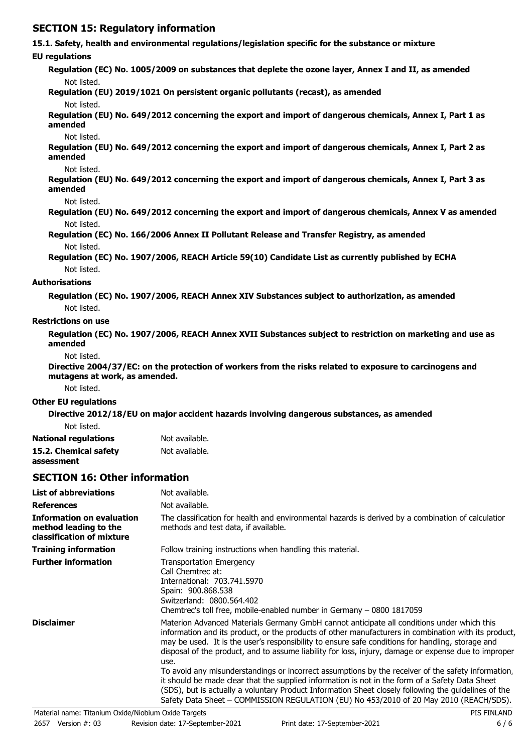## SECTION 15: Regulatory information

### 15.1. Safety, health and environmental regulations/legislation specific for the substance or mixture

**EU regulations**

**Regulation (EC) No. 1005/2009 on substances that deplete the ozone layer, Annex I and II, as amended**

Not listed.

**Regulation (EU) 2019/1021 On persistent organic pollutants (recast), as amended**

Not listed.

**Regulation (EU) No. 649/2012 concerning the export and import of dangerous chemicals, Annex I, Part 1 as amended**

Not listed.

**Regulation (EU) No. 649/2012 concerning the export and import of dangerous chemicals, Annex I, Part 2 as amended**

Not listed.

**Regulation (EU) No. 649/2012 concerning the export and import of dangerous chemicals, Annex I, Part 3 as amended**

Not listed.

**Regulation (EU) No. 649/2012 concerning the export and import of dangerous chemicals, Annex V as amended**

Not listed.

**Regulation (EC) No. 166/2006 Annex II Pollutant Release and Transfer Registry, as amended**

Not listed.

**Regulation (EC) No. 1907/2006, REACH Article 59(10) Candidate List as currently published by ECHA**

Not listed.

**Authorisations**

**Regulation (EC) No. 1907/2006, REACH Annex XIV Substances subject to authorization, as amended**

Not listed.

**Restrictions on use**

**Regulation (EC) No. 1907/2006, REACH Annex XVII Substances subject to restriction on marketing and use as amended**

Not listed.

**Directive 2004/37/EC: on the protection of workers from the risks related to exposure to carcinogens and mutagens at work, as amended.**

Not listed.

**Other EU regulations**

**Directive 2012/18/EU on major accident hazards involving dangerous substances, as amended**

Not listed.

| | |
|---|---|
| **National regulations** | Not available. |
| **15.2. Chemical safety assessment** | Not available. |

## SECTION 16: Other information

| | |
|---|---|
| **List of abbreviations** | Not available. |
| **References** | Not available. |
| **Information on evaluation method leading to the classification of mixture** | The classification for health and environmental hazards is derived by a combination of calculatior methods and test data, if available. |
| **Training information** | Follow training instructions when handling this material. |
| **Further information** | Transportation Emergency<br>Call Chemtrec at:<br>International: 703.741.5970<br>Spain: 900.868.538<br>Switzerland: 0800.564.402<br>Chemtrec's toll free, mobile-enabled number in Germany – 0800 1817059 |
| **Disclaimer** | Materion Advanced Materials Germany GmbH cannot anticipate all conditions under which this information and its product, or the products of other manufacturers in combination with its product, may be used. It is the user's responsibility to ensure safe conditions for handling, storage and disposal of the product, and to assume liability for loss, injury, damage or expense due to improper use.<br>To avoid any misunderstandings or incorrect assumptions by the receiver of the safety information, it should be made clear that the supplied information is not in the form of a Safety Data Sheet (SDS), but is actually a voluntary Product Information Sheet closely following the guidelines of the Safety Data Sheet – COMMISSION REGULATION (EU) No 453/2010 of 20 May 2010 (REACH/SDS). |